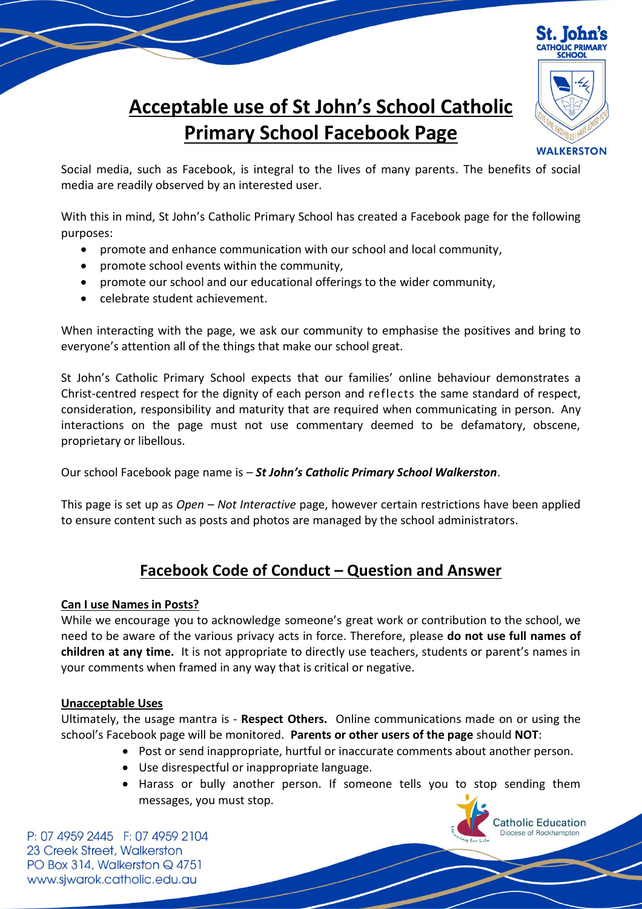# Acceptable use of St John's School Catholic Primary School Facebook Page

Social media, such as Facebook, is integral to the lives of many parents. The benefits of social media are readily observed by an interested user.

With this in mind, St John's Catholic Primary School has created a Facebook page for the following purposes:

- promote and enhance communication with our school and local community,
- promote school events within the community,
- promote our school and our educational offerings to the wider community,
- celebrate student achievement.

When interacting with the page, we ask our community to emphasise the positives and bring to everyone's attention all of the things that make our school great.

St John's Catholic Primary School expects that our families' online behaviour demonstrates a Christ-centred respect for the dignity of each person and reflects the same standard of respect, consideration, responsibility and maturity that are required when communicating in person. Any interactions on the page must not use commentary deemed to be defamatory, obscene, proprietary or libellous.

Our school Facebook page name is – ***St John's Catholic Primary School Walkerston***.

This page is set up as *Open – Not Interactive* page, however certain restrictions have been applied to ensure content such as posts and photos are managed by the school administrators.

## Facebook Code of Conduct – Question and Answer

**Can I use Names in Posts?**

While we encourage you to acknowledge someone's great work or contribution to the school, we need to be aware of the various privacy acts in force. Therefore, please **do not use full names of children at any time.** It is not appropriate to directly use teachers, students or parent's names in your comments when framed in any way that is critical or negative.

**Unacceptable Uses**

Ultimately, the usage mantra is - **Respect Others.** Online communications made on or using the school's Facebook page will be monitored. **Parents or other users of the page** should **NOT**:

- Post or send inappropriate, hurtful or inaccurate comments about another person.
- Use disrespectful or inappropriate language.
- Harass or bully another person. If someone tells you to stop sending them messages, you must stop.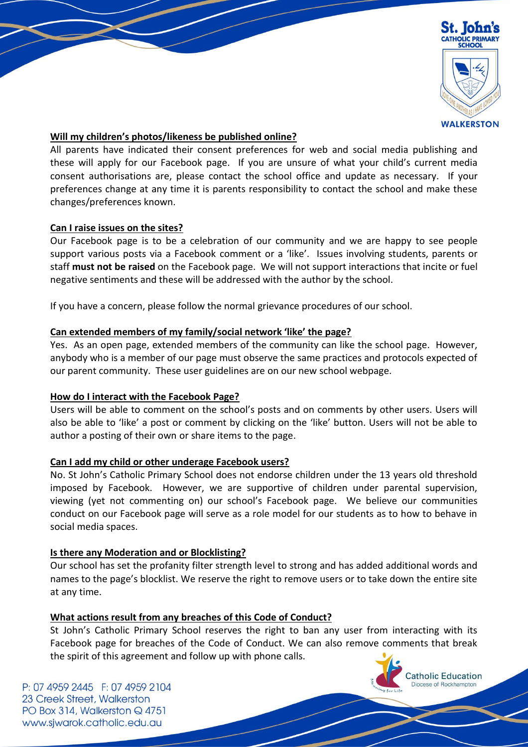**Will my children's photos/likeness be published online?**

All parents have indicated their consent preferences for web and social media publishing and these will apply for our Facebook page. If you are unsure of what your child's current media consent authorisations are, please contact the school office and update as necessary. If your preferences change at any time it is parents responsibility to contact the school and make these changes/preferences known.

**Can I raise issues on the sites?**

Our Facebook page is to be a celebration of our community and we are happy to see people support various posts via a Facebook comment or a 'like'. Issues involving students, parents or staff **must not be raised** on the Facebook page. We will not support interactions that incite or fuel negative sentiments and these will be addressed with the author by the school.

If you have a concern, please follow the normal grievance procedures of our school.

**Can extended members of my family/social network 'like' the page?**

Yes. As an open page, extended members of the community can like the school page. However, anybody who is a member of our page must observe the same practices and protocols expected of our parent community. These user guidelines are on our new school webpage.

**How do I interact with the Facebook Page?**

Users will be able to comment on the school's posts and on comments by other users. Users will also be able to 'like' a post or comment by clicking on the 'like' button. Users will not be able to author a posting of their own or share items to the page.

**Can I add my child or other underage Facebook users?**

No. St John's Catholic Primary School does not endorse children under the 13 years old threshold imposed by Facebook. However, we are supportive of children under parental supervision, viewing (yet not commenting on) our school's Facebook page. We believe our communities conduct on our Facebook page will serve as a role model for our students as to how to behave in social media spaces.

**Is there any Moderation and or Blocklisting?**

Our school has set the profanity filter strength level to strong and has added additional words and names to the page's blocklist. We reserve the right to remove users or to take down the entire site at any time.

**What actions result from any breaches of this Code of Conduct?**

St John's Catholic Primary School reserves the right to ban any user from interacting with its Facebook page for breaches of the Code of Conduct. We can also remove comments that break the spirit of this agreement and follow up with phone calls.